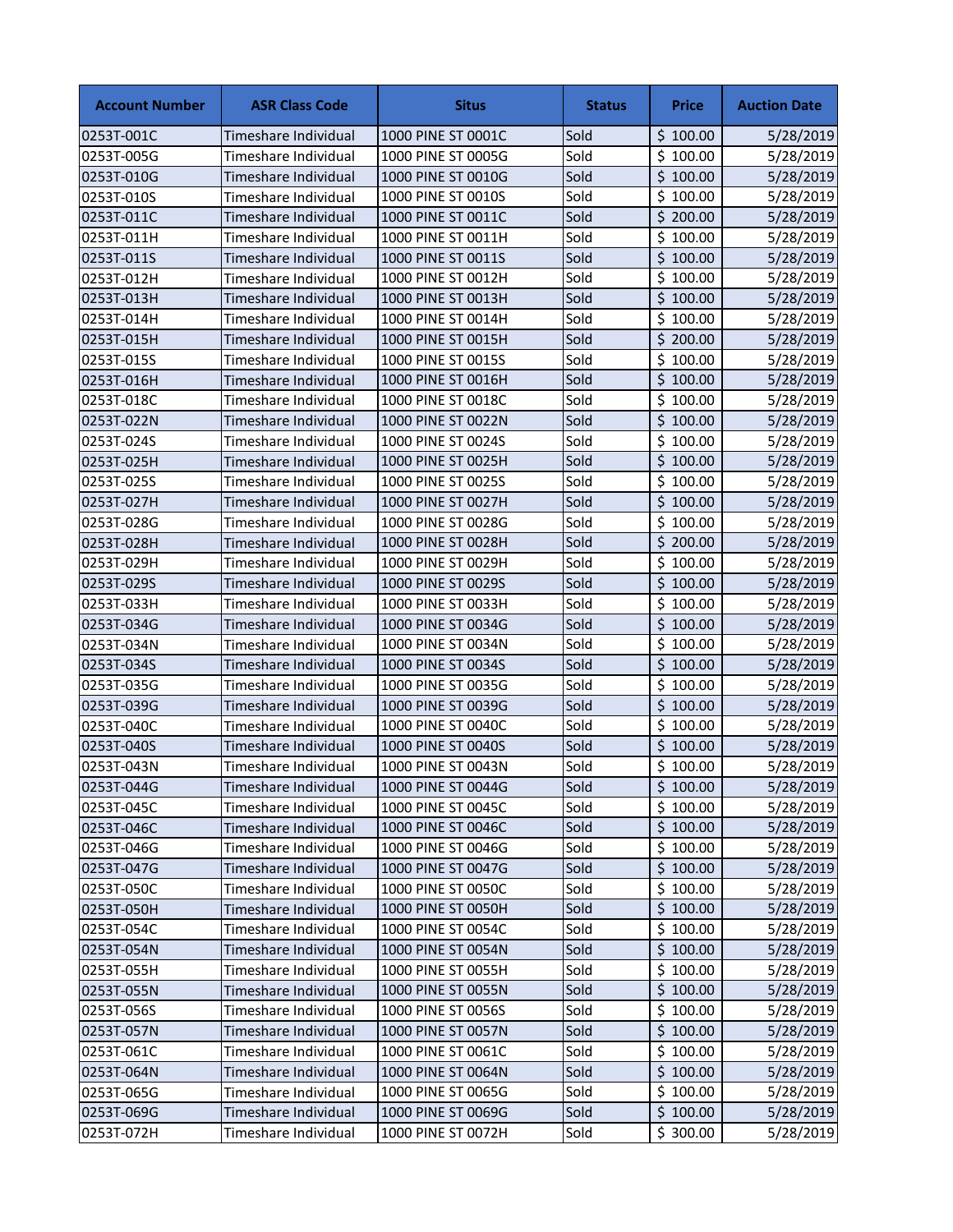| Account Number | ASR Class Code | Situs | Status | Price | Auction Date |
|---|---|---|---|---|---|
| 0253T-001C | Timeshare Individual | 1000 PINE ST 0001C | Sold | $ 100.00 | 5/28/2019 |
| 0253T-005G | Timeshare Individual | 1000 PINE ST 0005G | Sold | $ 100.00 | 5/28/2019 |
| 0253T-010G | Timeshare Individual | 1000 PINE ST 0010G | Sold | $ 100.00 | 5/28/2019 |
| 0253T-010S | Timeshare Individual | 1000 PINE ST 0010S | Sold | $ 100.00 | 5/28/2019 |
| 0253T-011C | Timeshare Individual | 1000 PINE ST 0011C | Sold | $ 200.00 | 5/28/2019 |
| 0253T-011H | Timeshare Individual | 1000 PINE ST 0011H | Sold | $ 100.00 | 5/28/2019 |
| 0253T-011S | Timeshare Individual | 1000 PINE ST 0011S | Sold | $ 100.00 | 5/28/2019 |
| 0253T-012H | Timeshare Individual | 1000 PINE ST 0012H | Sold | $ 100.00 | 5/28/2019 |
| 0253T-013H | Timeshare Individual | 1000 PINE ST 0013H | Sold | $ 100.00 | 5/28/2019 |
| 0253T-014H | Timeshare Individual | 1000 PINE ST 0014H | Sold | $ 100.00 | 5/28/2019 |
| 0253T-015H | Timeshare Individual | 1000 PINE ST 0015H | Sold | $ 200.00 | 5/28/2019 |
| 0253T-015S | Timeshare Individual | 1000 PINE ST 0015S | Sold | $ 100.00 | 5/28/2019 |
| 0253T-016H | Timeshare Individual | 1000 PINE ST 0016H | Sold | $ 100.00 | 5/28/2019 |
| 0253T-018C | Timeshare Individual | 1000 PINE ST 0018C | Sold | $ 100.00 | 5/28/2019 |
| 0253T-022N | Timeshare Individual | 1000 PINE ST 0022N | Sold | $ 100.00 | 5/28/2019 |
| 0253T-024S | Timeshare Individual | 1000 PINE ST 0024S | Sold | $ 100.00 | 5/28/2019 |
| 0253T-025H | Timeshare Individual | 1000 PINE ST 0025H | Sold | $ 100.00 | 5/28/2019 |
| 0253T-025S | Timeshare Individual | 1000 PINE ST 0025S | Sold | $ 100.00 | 5/28/2019 |
| 0253T-027H | Timeshare Individual | 1000 PINE ST 0027H | Sold | $ 100.00 | 5/28/2019 |
| 0253T-028G | Timeshare Individual | 1000 PINE ST 0028G | Sold | $ 100.00 | 5/28/2019 |
| 0253T-028H | Timeshare Individual | 1000 PINE ST 0028H | Sold | $ 200.00 | 5/28/2019 |
| 0253T-029H | Timeshare Individual | 1000 PINE ST 0029H | Sold | $ 100.00 | 5/28/2019 |
| 0253T-029S | Timeshare Individual | 1000 PINE ST 0029S | Sold | $ 100.00 | 5/28/2019 |
| 0253T-033H | Timeshare Individual | 1000 PINE ST 0033H | Sold | $ 100.00 | 5/28/2019 |
| 0253T-034G | Timeshare Individual | 1000 PINE ST 0034G | Sold | $ 100.00 | 5/28/2019 |
| 0253T-034N | Timeshare Individual | 1000 PINE ST 0034N | Sold | $ 100.00 | 5/28/2019 |
| 0253T-034S | Timeshare Individual | 1000 PINE ST 0034S | Sold | $ 100.00 | 5/28/2019 |
| 0253T-035G | Timeshare Individual | 1000 PINE ST 0035G | Sold | $ 100.00 | 5/28/2019 |
| 0253T-039G | Timeshare Individual | 1000 PINE ST 0039G | Sold | $ 100.00 | 5/28/2019 |
| 0253T-040C | Timeshare Individual | 1000 PINE ST 0040C | Sold | $ 100.00 | 5/28/2019 |
| 0253T-040S | Timeshare Individual | 1000 PINE ST 0040S | Sold | $ 100.00 | 5/28/2019 |
| 0253T-043N | Timeshare Individual | 1000 PINE ST 0043N | Sold | $ 100.00 | 5/28/2019 |
| 0253T-044G | Timeshare Individual | 1000 PINE ST 0044G | Sold | $ 100.00 | 5/28/2019 |
| 0253T-045C | Timeshare Individual | 1000 PINE ST 0045C | Sold | $ 100.00 | 5/28/2019 |
| 0253T-046C | Timeshare Individual | 1000 PINE ST 0046C | Sold | $ 100.00 | 5/28/2019 |
| 0253T-046G | Timeshare Individual | 1000 PINE ST 0046G | Sold | $ 100.00 | 5/28/2019 |
| 0253T-047G | Timeshare Individual | 1000 PINE ST 0047G | Sold | $ 100.00 | 5/28/2019 |
| 0253T-050C | Timeshare Individual | 1000 PINE ST 0050C | Sold | $ 100.00 | 5/28/2019 |
| 0253T-050H | Timeshare Individual | 1000 PINE ST 0050H | Sold | $ 100.00 | 5/28/2019 |
| 0253T-054C | Timeshare Individual | 1000 PINE ST 0054C | Sold | $ 100.00 | 5/28/2019 |
| 0253T-054N | Timeshare Individual | 1000 PINE ST 0054N | Sold | $ 100.00 | 5/28/2019 |
| 0253T-055H | Timeshare Individual | 1000 PINE ST 0055H | Sold | $ 100.00 | 5/28/2019 |
| 0253T-055N | Timeshare Individual | 1000 PINE ST 0055N | Sold | $ 100.00 | 5/28/2019 |
| 0253T-056S | Timeshare Individual | 1000 PINE ST 0056S | Sold | $ 100.00 | 5/28/2019 |
| 0253T-057N | Timeshare Individual | 1000 PINE ST 0057N | Sold | $ 100.00 | 5/28/2019 |
| 0253T-061C | Timeshare Individual | 1000 PINE ST 0061C | Sold | $ 100.00 | 5/28/2019 |
| 0253T-064N | Timeshare Individual | 1000 PINE ST 0064N | Sold | $ 100.00 | 5/28/2019 |
| 0253T-065G | Timeshare Individual | 1000 PINE ST 0065G | Sold | $ 100.00 | 5/28/2019 |
| 0253T-069G | Timeshare Individual | 1000 PINE ST 0069G | Sold | $ 100.00 | 5/28/2019 |
| 0253T-072H | Timeshare Individual | 1000 PINE ST 0072H | Sold | $ 300.00 | 5/28/2019 |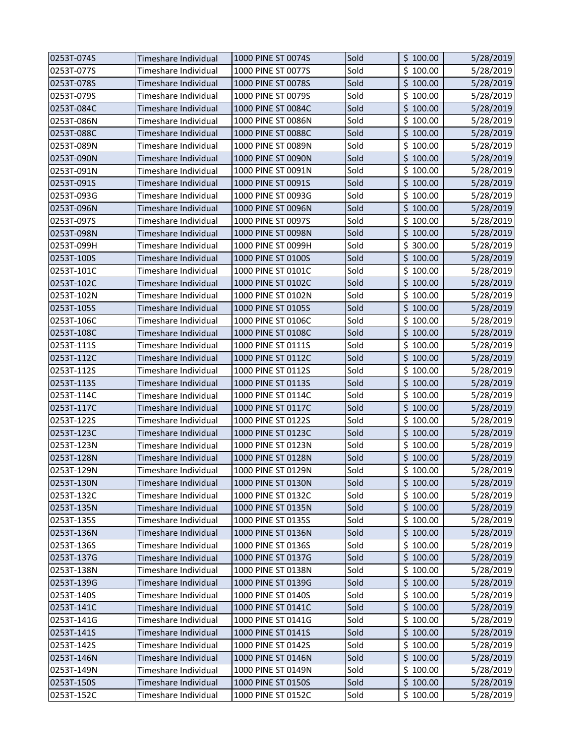| 0253T-074S | Timeshare Individual | 1000 PINE ST 0074S | Sold | $ 100.00 | 5/28/2019 |
|---|---|---|---|---|---|
| 0253T-077S | Timeshare Individual | 1000 PINE ST 0077S | Sold | $ 100.00 | 5/28/2019 |
| 0253T-078S | Timeshare Individual | 1000 PINE ST 0078S | Sold | $ 100.00 | 5/28/2019 |
| 0253T-079S | Timeshare Individual | 1000 PINE ST 0079S | Sold | $ 100.00 | 5/28/2019 |
| 0253T-084C | Timeshare Individual | 1000 PINE ST 0084C | Sold | $ 100.00 | 5/28/2019 |
| 0253T-086N | Timeshare Individual | 1000 PINE ST 0086N | Sold | $ 100.00 | 5/28/2019 |
| 0253T-088C | Timeshare Individual | 1000 PINE ST 0088C | Sold | $ 100.00 | 5/28/2019 |
| 0253T-089N | Timeshare Individual | 1000 PINE ST 0089N | Sold | $ 100.00 | 5/28/2019 |
| 0253T-090N | Timeshare Individual | 1000 PINE ST 0090N | Sold | $ 100.00 | 5/28/2019 |
| 0253T-091N | Timeshare Individual | 1000 PINE ST 0091N | Sold | $ 100.00 | 5/28/2019 |
| 0253T-091S | Timeshare Individual | 1000 PINE ST 0091S | Sold | $ 100.00 | 5/28/2019 |
| 0253T-093G | Timeshare Individual | 1000 PINE ST 0093G | Sold | $ 100.00 | 5/28/2019 |
| 0253T-096N | Timeshare Individual | 1000 PINE ST 0096N | Sold | $ 100.00 | 5/28/2019 |
| 0253T-097S | Timeshare Individual | 1000 PINE ST 0097S | Sold | $ 100.00 | 5/28/2019 |
| 0253T-098N | Timeshare Individual | 1000 PINE ST 0098N | Sold | $ 100.00 | 5/28/2019 |
| 0253T-099H | Timeshare Individual | 1000 PINE ST 0099H | Sold | $ 300.00 | 5/28/2019 |
| 0253T-100S | Timeshare Individual | 1000 PINE ST 0100S | Sold | $ 100.00 | 5/28/2019 |
| 0253T-101C | Timeshare Individual | 1000 PINE ST 0101C | Sold | $ 100.00 | 5/28/2019 |
| 0253T-102C | Timeshare Individual | 1000 PINE ST 0102C | Sold | $ 100.00 | 5/28/2019 |
| 0253T-102N | Timeshare Individual | 1000 PINE ST 0102N | Sold | $ 100.00 | 5/28/2019 |
| 0253T-105S | Timeshare Individual | 1000 PINE ST 0105S | Sold | $ 100.00 | 5/28/2019 |
| 0253T-106C | Timeshare Individual | 1000 PINE ST 0106C | Sold | $ 100.00 | 5/28/2019 |
| 0253T-108C | Timeshare Individual | 1000 PINE ST 0108C | Sold | $ 100.00 | 5/28/2019 |
| 0253T-111S | Timeshare Individual | 1000 PINE ST 0111S | Sold | $ 100.00 | 5/28/2019 |
| 0253T-112C | Timeshare Individual | 1000 PINE ST 0112C | Sold | $ 100.00 | 5/28/2019 |
| 0253T-112S | Timeshare Individual | 1000 PINE ST 0112S | Sold | $ 100.00 | 5/28/2019 |
| 0253T-113S | Timeshare Individual | 1000 PINE ST 0113S | Sold | $ 100.00 | 5/28/2019 |
| 0253T-114C | Timeshare Individual | 1000 PINE ST 0114C | Sold | $ 100.00 | 5/28/2019 |
| 0253T-117C | Timeshare Individual | 1000 PINE ST 0117C | Sold | $ 100.00 | 5/28/2019 |
| 0253T-122S | Timeshare Individual | 1000 PINE ST 0122S | Sold | $ 100.00 | 5/28/2019 |
| 0253T-123C | Timeshare Individual | 1000 PINE ST 0123C | Sold | $ 100.00 | 5/28/2019 |
| 0253T-123N | Timeshare Individual | 1000 PINE ST 0123N | Sold | $ 100.00 | 5/28/2019 |
| 0253T-128N | Timeshare Individual | 1000 PINE ST 0128N | Sold | $ 100.00 | 5/28/2019 |
| 0253T-129N | Timeshare Individual | 1000 PINE ST 0129N | Sold | $ 100.00 | 5/28/2019 |
| 0253T-130N | Timeshare Individual | 1000 PINE ST 0130N | Sold | $ 100.00 | 5/28/2019 |
| 0253T-132C | Timeshare Individual | 1000 PINE ST 0132C | Sold | $ 100.00 | 5/28/2019 |
| 0253T-135N | Timeshare Individual | 1000 PINE ST 0135N | Sold | $ 100.00 | 5/28/2019 |
| 0253T-135S | Timeshare Individual | 1000 PINE ST 0135S | Sold | $ 100.00 | 5/28/2019 |
| 0253T-136N | Timeshare Individual | 1000 PINE ST 0136N | Sold | $ 100.00 | 5/28/2019 |
| 0253T-136S | Timeshare Individual | 1000 PINE ST 0136S | Sold | $ 100.00 | 5/28/2019 |
| 0253T-137G | Timeshare Individual | 1000 PINE ST 0137G | Sold | $ 100.00 | 5/28/2019 |
| 0253T-138N | Timeshare Individual | 1000 PINE ST 0138N | Sold | $ 100.00 | 5/28/2019 |
| 0253T-139G | Timeshare Individual | 1000 PINE ST 0139G | Sold | $ 100.00 | 5/28/2019 |
| 0253T-140S | Timeshare Individual | 1000 PINE ST 0140S | Sold | $ 100.00 | 5/28/2019 |
| 0253T-141C | Timeshare Individual | 1000 PINE ST 0141C | Sold | $ 100.00 | 5/28/2019 |
| 0253T-141G | Timeshare Individual | 1000 PINE ST 0141G | Sold | $ 100.00 | 5/28/2019 |
| 0253T-141S | Timeshare Individual | 1000 PINE ST 0141S | Sold | $ 100.00 | 5/28/2019 |
| 0253T-142S | Timeshare Individual | 1000 PINE ST 0142S | Sold | $ 100.00 | 5/28/2019 |
| 0253T-146N | Timeshare Individual | 1000 PINE ST 0146N | Sold | $ 100.00 | 5/28/2019 |
| 0253T-149N | Timeshare Individual | 1000 PINE ST 0149N | Sold | $ 100.00 | 5/28/2019 |
| 0253T-150S | Timeshare Individual | 1000 PINE ST 0150S | Sold | $ 100.00 | 5/28/2019 |
| 0253T-152C | Timeshare Individual | 1000 PINE ST 0152C | Sold | $ 100.00 | 5/28/2019 |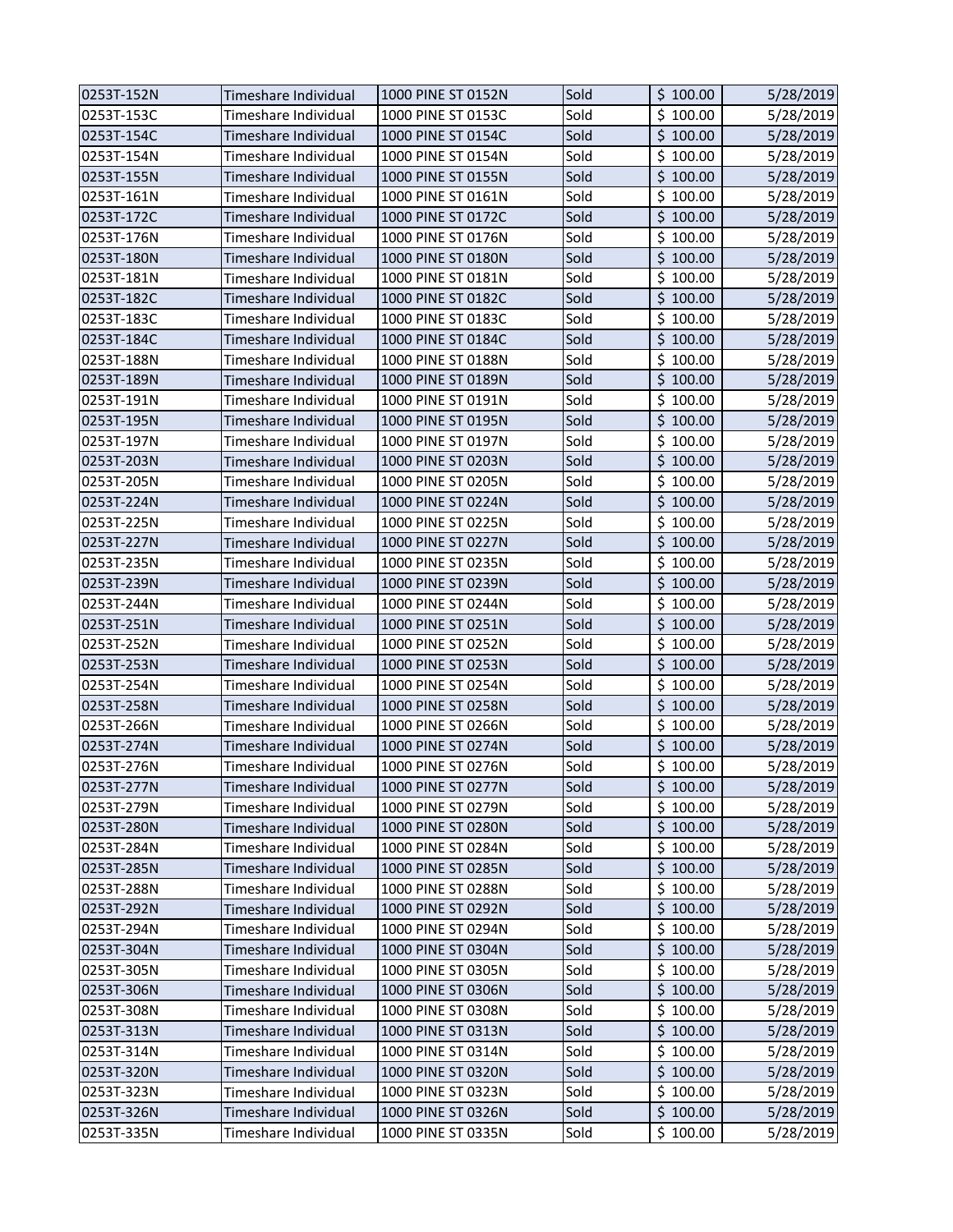| | | | | | |
|---|---|---|---|---|---|
| 0253T-152N | Timeshare Individual | 1000 PINE ST 0152N | Sold | $ 100.00 | 5/28/2019 |
| 0253T-153C | Timeshare Individual | 1000 PINE ST 0153C | Sold | $ 100.00 | 5/28/2019 |
| 0253T-154C | Timeshare Individual | 1000 PINE ST 0154C | Sold | $ 100.00 | 5/28/2019 |
| 0253T-154N | Timeshare Individual | 1000 PINE ST 0154N | Sold | $ 100.00 | 5/28/2019 |
| 0253T-155N | Timeshare Individual | 1000 PINE ST 0155N | Sold | $ 100.00 | 5/28/2019 |
| 0253T-161N | Timeshare Individual | 1000 PINE ST 0161N | Sold | $ 100.00 | 5/28/2019 |
| 0253T-172C | Timeshare Individual | 1000 PINE ST 0172C | Sold | $ 100.00 | 5/28/2019 |
| 0253T-176N | Timeshare Individual | 1000 PINE ST 0176N | Sold | $ 100.00 | 5/28/2019 |
| 0253T-180N | Timeshare Individual | 1000 PINE ST 0180N | Sold | $ 100.00 | 5/28/2019 |
| 0253T-181N | Timeshare Individual | 1000 PINE ST 0181N | Sold | $ 100.00 | 5/28/2019 |
| 0253T-182C | Timeshare Individual | 1000 PINE ST 0182C | Sold | $ 100.00 | 5/28/2019 |
| 0253T-183C | Timeshare Individual | 1000 PINE ST 0183C | Sold | $ 100.00 | 5/28/2019 |
| 0253T-184C | Timeshare Individual | 1000 PINE ST 0184C | Sold | $ 100.00 | 5/28/2019 |
| 0253T-188N | Timeshare Individual | 1000 PINE ST 0188N | Sold | $ 100.00 | 5/28/2019 |
| 0253T-189N | Timeshare Individual | 1000 PINE ST 0189N | Sold | $ 100.00 | 5/28/2019 |
| 0253T-191N | Timeshare Individual | 1000 PINE ST 0191N | Sold | $ 100.00 | 5/28/2019 |
| 0253T-195N | Timeshare Individual | 1000 PINE ST 0195N | Sold | $ 100.00 | 5/28/2019 |
| 0253T-197N | Timeshare Individual | 1000 PINE ST 0197N | Sold | $ 100.00 | 5/28/2019 |
| 0253T-203N | Timeshare Individual | 1000 PINE ST 0203N | Sold | $ 100.00 | 5/28/2019 |
| 0253T-205N | Timeshare Individual | 1000 PINE ST 0205N | Sold | $ 100.00 | 5/28/2019 |
| 0253T-224N | Timeshare Individual | 1000 PINE ST 0224N | Sold | $ 100.00 | 5/28/2019 |
| 0253T-225N | Timeshare Individual | 1000 PINE ST 0225N | Sold | $ 100.00 | 5/28/2019 |
| 0253T-227N | Timeshare Individual | 1000 PINE ST 0227N | Sold | $ 100.00 | 5/28/2019 |
| 0253T-235N | Timeshare Individual | 1000 PINE ST 0235N | Sold | $ 100.00 | 5/28/2019 |
| 0253T-239N | Timeshare Individual | 1000 PINE ST 0239N | Sold | $ 100.00 | 5/28/2019 |
| 0253T-244N | Timeshare Individual | 1000 PINE ST 0244N | Sold | $ 100.00 | 5/28/2019 |
| 0253T-251N | Timeshare Individual | 1000 PINE ST 0251N | Sold | $ 100.00 | 5/28/2019 |
| 0253T-252N | Timeshare Individual | 1000 PINE ST 0252N | Sold | $ 100.00 | 5/28/2019 |
| 0253T-253N | Timeshare Individual | 1000 PINE ST 0253N | Sold | $ 100.00 | 5/28/2019 |
| 0253T-254N | Timeshare Individual | 1000 PINE ST 0254N | Sold | $ 100.00 | 5/28/2019 |
| 0253T-258N | Timeshare Individual | 1000 PINE ST 0258N | Sold | $ 100.00 | 5/28/2019 |
| 0253T-266N | Timeshare Individual | 1000 PINE ST 0266N | Sold | $ 100.00 | 5/28/2019 |
| 0253T-274N | Timeshare Individual | 1000 PINE ST 0274N | Sold | $ 100.00 | 5/28/2019 |
| 0253T-276N | Timeshare Individual | 1000 PINE ST 0276N | Sold | $ 100.00 | 5/28/2019 |
| 0253T-277N | Timeshare Individual | 1000 PINE ST 0277N | Sold | $ 100.00 | 5/28/2019 |
| 0253T-279N | Timeshare Individual | 1000 PINE ST 0279N | Sold | $ 100.00 | 5/28/2019 |
| 0253T-280N | Timeshare Individual | 1000 PINE ST 0280N | Sold | $ 100.00 | 5/28/2019 |
| 0253T-284N | Timeshare Individual | 1000 PINE ST 0284N | Sold | $ 100.00 | 5/28/2019 |
| 0253T-285N | Timeshare Individual | 1000 PINE ST 0285N | Sold | $ 100.00 | 5/28/2019 |
| 0253T-288N | Timeshare Individual | 1000 PINE ST 0288N | Sold | $ 100.00 | 5/28/2019 |
| 0253T-292N | Timeshare Individual | 1000 PINE ST 0292N | Sold | $ 100.00 | 5/28/2019 |
| 0253T-294N | Timeshare Individual | 1000 PINE ST 0294N | Sold | $ 100.00 | 5/28/2019 |
| 0253T-304N | Timeshare Individual | 1000 PINE ST 0304N | Sold | $ 100.00 | 5/28/2019 |
| 0253T-305N | Timeshare Individual | 1000 PINE ST 0305N | Sold | $ 100.00 | 5/28/2019 |
| 0253T-306N | Timeshare Individual | 1000 PINE ST 0306N | Sold | $ 100.00 | 5/28/2019 |
| 0253T-308N | Timeshare Individual | 1000 PINE ST 0308N | Sold | $ 100.00 | 5/28/2019 |
| 0253T-313N | Timeshare Individual | 1000 PINE ST 0313N | Sold | $ 100.00 | 5/28/2019 |
| 0253T-314N | Timeshare Individual | 1000 PINE ST 0314N | Sold | $ 100.00 | 5/28/2019 |
| 0253T-320N | Timeshare Individual | 1000 PINE ST 0320N | Sold | $ 100.00 | 5/28/2019 |
| 0253T-323N | Timeshare Individual | 1000 PINE ST 0323N | Sold | $ 100.00 | 5/28/2019 |
| 0253T-326N | Timeshare Individual | 1000 PINE ST 0326N | Sold | $ 100.00 | 5/28/2019 |
| 0253T-335N | Timeshare Individual | 1000 PINE ST 0335N | Sold | $ 100.00 | 5/28/2019 |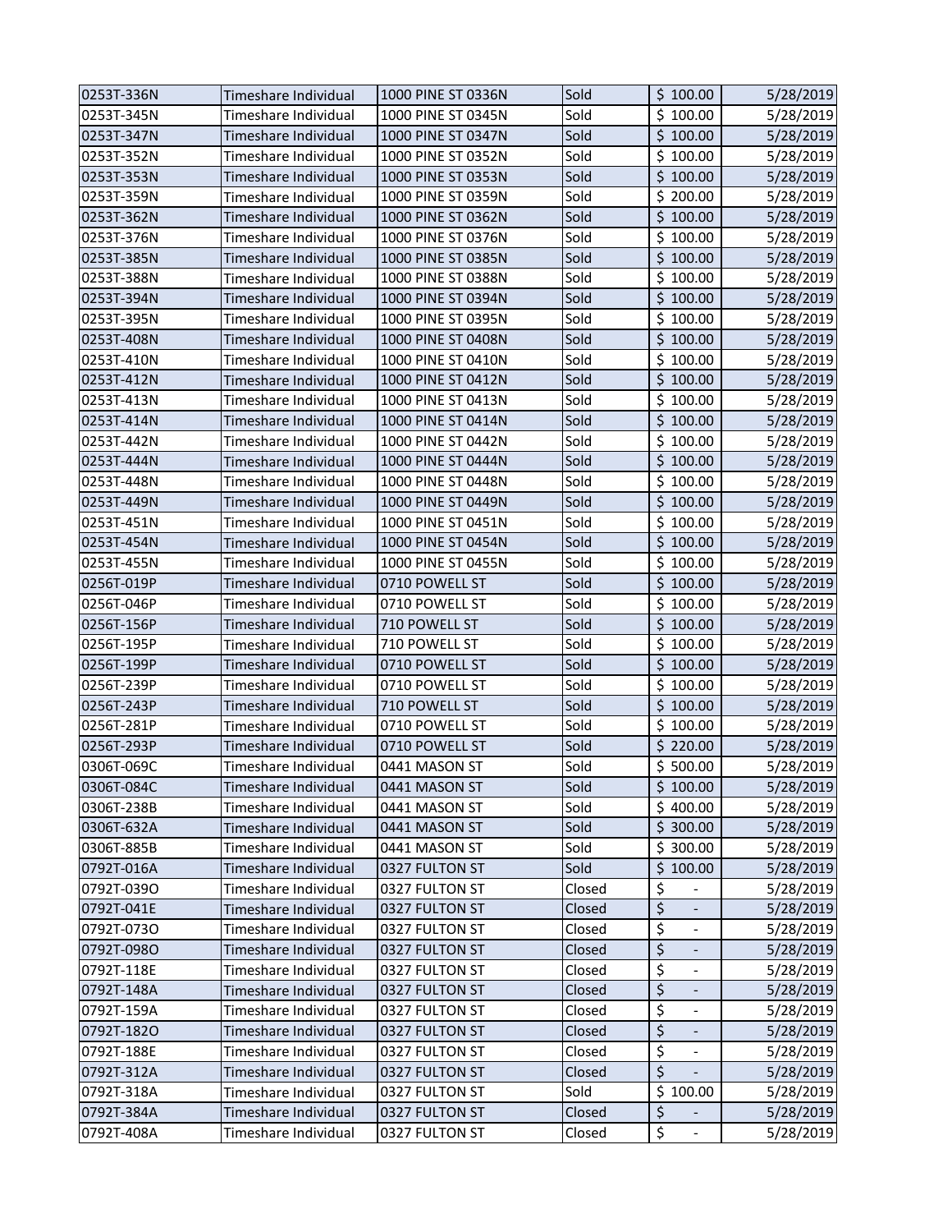| | | | | | |
|---|---|---|---|---|---|
| 0253T-336N | Timeshare Individual | 1000 PINE ST 0336N | Sold | $ 100.00 | 5/28/2019 |
| 0253T-345N | Timeshare Individual | 1000 PINE ST 0345N | Sold | $ 100.00 | 5/28/2019 |
| 0253T-347N | Timeshare Individual | 1000 PINE ST 0347N | Sold | $ 100.00 | 5/28/2019 |
| 0253T-352N | Timeshare Individual | 1000 PINE ST 0352N | Sold | $ 100.00 | 5/28/2019 |
| 0253T-353N | Timeshare Individual | 1000 PINE ST 0353N | Sold | $ 100.00 | 5/28/2019 |
| 0253T-359N | Timeshare Individual | 1000 PINE ST 0359N | Sold | $ 200.00 | 5/28/2019 |
| 0253T-362N | Timeshare Individual | 1000 PINE ST 0362N | Sold | $ 100.00 | 5/28/2019 |
| 0253T-376N | Timeshare Individual | 1000 PINE ST 0376N | Sold | $ 100.00 | 5/28/2019 |
| 0253T-385N | Timeshare Individual | 1000 PINE ST 0385N | Sold | $ 100.00 | 5/28/2019 |
| 0253T-388N | Timeshare Individual | 1000 PINE ST 0388N | Sold | $ 100.00 | 5/28/2019 |
| 0253T-394N | Timeshare Individual | 1000 PINE ST 0394N | Sold | $ 100.00 | 5/28/2019 |
| 0253T-395N | Timeshare Individual | 1000 PINE ST 0395N | Sold | $ 100.00 | 5/28/2019 |
| 0253T-408N | Timeshare Individual | 1000 PINE ST 0408N | Sold | $ 100.00 | 5/28/2019 |
| 0253T-410N | Timeshare Individual | 1000 PINE ST 0410N | Sold | $ 100.00 | 5/28/2019 |
| 0253T-412N | Timeshare Individual | 1000 PINE ST 0412N | Sold | $ 100.00 | 5/28/2019 |
| 0253T-413N | Timeshare Individual | 1000 PINE ST 0413N | Sold | $ 100.00 | 5/28/2019 |
| 0253T-414N | Timeshare Individual | 1000 PINE ST 0414N | Sold | $ 100.00 | 5/28/2019 |
| 0253T-442N | Timeshare Individual | 1000 PINE ST 0442N | Sold | $ 100.00 | 5/28/2019 |
| 0253T-444N | Timeshare Individual | 1000 PINE ST 0444N | Sold | $ 100.00 | 5/28/2019 |
| 0253T-448N | Timeshare Individual | 1000 PINE ST 0448N | Sold | $ 100.00 | 5/28/2019 |
| 0253T-449N | Timeshare Individual | 1000 PINE ST 0449N | Sold | $ 100.00 | 5/28/2019 |
| 0253T-451N | Timeshare Individual | 1000 PINE ST 0451N | Sold | $ 100.00 | 5/28/2019 |
| 0253T-454N | Timeshare Individual | 1000 PINE ST 0454N | Sold | $ 100.00 | 5/28/2019 |
| 0253T-455N | Timeshare Individual | 1000 PINE ST 0455N | Sold | $ 100.00 | 5/28/2019 |
| 0256T-019P | Timeshare Individual | 0710 POWELL ST | Sold | $ 100.00 | 5/28/2019 |
| 0256T-046P | Timeshare Individual | 0710 POWELL ST | Sold | $ 100.00 | 5/28/2019 |
| 0256T-156P | Timeshare Individual | 710 POWELL ST | Sold | $ 100.00 | 5/28/2019 |
| 0256T-195P | Timeshare Individual | 710 POWELL ST | Sold | $ 100.00 | 5/28/2019 |
| 0256T-199P | Timeshare Individual | 0710 POWELL ST | Sold | $ 100.00 | 5/28/2019 |
| 0256T-239P | Timeshare Individual | 0710 POWELL ST | Sold | $ 100.00 | 5/28/2019 |
| 0256T-243P | Timeshare Individual | 710 POWELL ST | Sold | $ 100.00 | 5/28/2019 |
| 0256T-281P | Timeshare Individual | 0710 POWELL ST | Sold | $ 100.00 | 5/28/2019 |
| 0256T-293P | Timeshare Individual | 0710 POWELL ST | Sold | $ 220.00 | 5/28/2019 |
| 0306T-069C | Timeshare Individual | 0441 MASON ST | Sold | $ 500.00 | 5/28/2019 |
| 0306T-084C | Timeshare Individual | 0441 MASON ST | Sold | $ 100.00 | 5/28/2019 |
| 0306T-238B | Timeshare Individual | 0441 MASON ST | Sold | $ 400.00 | 5/28/2019 |
| 0306T-632A | Timeshare Individual | 0441 MASON ST | Sold | $ 300.00 | 5/28/2019 |
| 0306T-885B | Timeshare Individual | 0441 MASON ST | Sold | $ 300.00 | 5/28/2019 |
| 0792T-016A | Timeshare Individual | 0327 FULTON ST | Sold | $ 100.00 | 5/28/2019 |
| 0792T-039O | Timeshare Individual | 0327 FULTON ST | Closed | $ - | 5/28/2019 |
| 0792T-041E | Timeshare Individual | 0327 FULTON ST | Closed | $ - | 5/28/2019 |
| 0792T-073O | Timeshare Individual | 0327 FULTON ST | Closed | $ - | 5/28/2019 |
| 0792T-098O | Timeshare Individual | 0327 FULTON ST | Closed | $ - | 5/28/2019 |
| 0792T-118E | Timeshare Individual | 0327 FULTON ST | Closed | $ - | 5/28/2019 |
| 0792T-148A | Timeshare Individual | 0327 FULTON ST | Closed | $ - | 5/28/2019 |
| 0792T-159A | Timeshare Individual | 0327 FULTON ST | Closed | $ - | 5/28/2019 |
| 0792T-182O | Timeshare Individual | 0327 FULTON ST | Closed | $ - | 5/28/2019 |
| 0792T-188E | Timeshare Individual | 0327 FULTON ST | Closed | $ - | 5/28/2019 |
| 0792T-312A | Timeshare Individual | 0327 FULTON ST | Closed | $ - | 5/28/2019 |
| 0792T-318A | Timeshare Individual | 0327 FULTON ST | Sold | $ 100.00 | 5/28/2019 |
| 0792T-384A | Timeshare Individual | 0327 FULTON ST | Closed | $ - | 5/28/2019 |
| 0792T-408A | Timeshare Individual | 0327 FULTON ST | Closed | $ - | 5/28/2019 |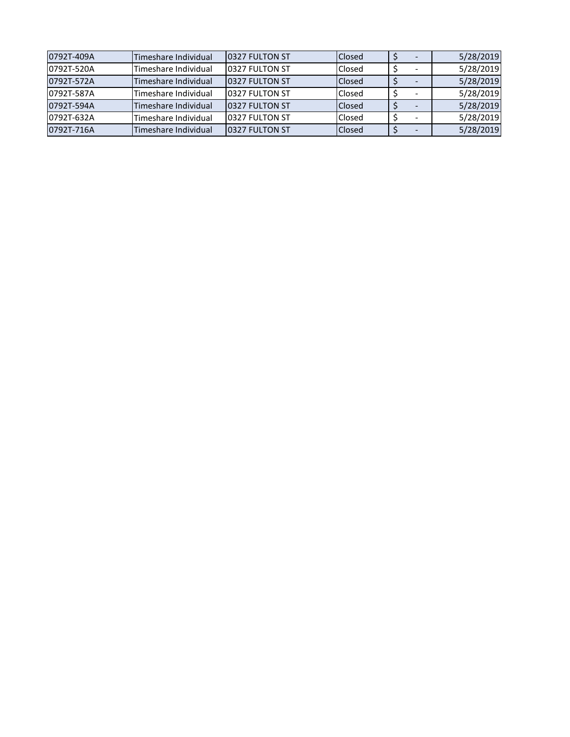| | | | | | |
|---|---|---|---|---|---|
| 0792T-409A | Timeshare Individual | 0327 FULTON ST | Closed | $ - | 5/28/2019 |
| 0792T-520A | Timeshare Individual | 0327 FULTON ST | Closed | $ - | 5/28/2019 |
| 0792T-572A | Timeshare Individual | 0327 FULTON ST | Closed | $ - | 5/28/2019 |
| 0792T-587A | Timeshare Individual | 0327 FULTON ST | Closed | $ - | 5/28/2019 |
| 0792T-594A | Timeshare Individual | 0327 FULTON ST | Closed | $ - | 5/28/2019 |
| 0792T-632A | Timeshare Individual | 0327 FULTON ST | Closed | $ - | 5/28/2019 |
| 0792T-716A | Timeshare Individual | 0327 FULTON ST | Closed | $ - | 5/28/2019 |